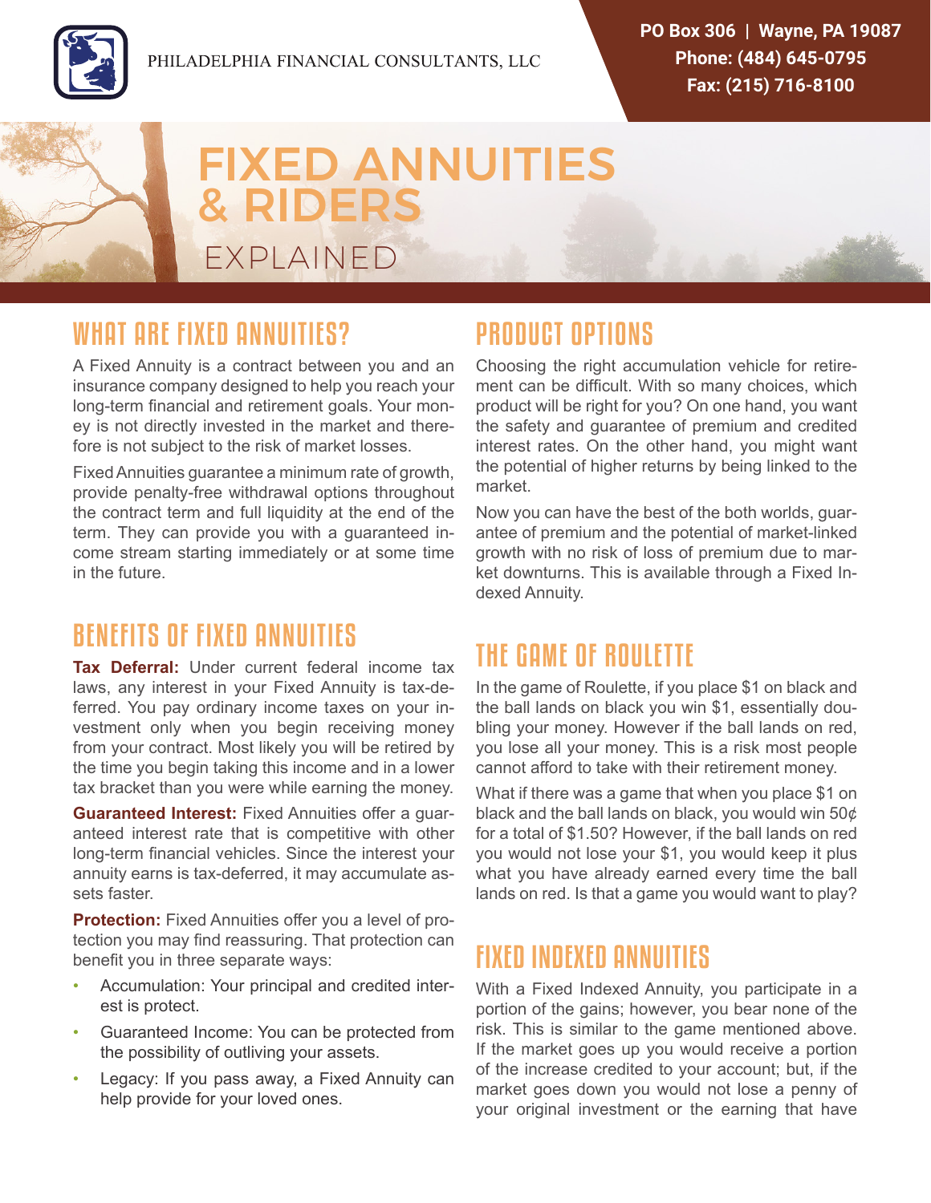PHILADELPHIA FINANCIAL CONSULTANTS, LLC

PO Box 306 | Wayne, PA 19087
Phone: (484) 645-0795
Fax: (215) 716-8100

# FIXED ANNUITIES & RIDERS EXPLAINED

## WHAT ARE FIXED ANNUITIES?

A Fixed Annuity is a contract between you and an insurance company designed to help you reach your long-term financial and retirement goals. Your money is not directly invested in the market and therefore is not subject to the risk of market losses.

Fixed Annuities guarantee a minimum rate of growth, provide penalty-free withdrawal options throughout the contract term and full liquidity at the end of the term. They can provide you with a guaranteed income stream starting immediately or at some time in the future.

## BENEFITS OF FIXED ANNUITIES

**Tax Deferral:** Under current federal income tax laws, any interest in your Fixed Annuity is tax-deferred. You pay ordinary income taxes on your investment only when you begin receiving money from your contract. Most likely you will be retired by the time you begin taking this income and in a lower tax bracket than you were while earning the money.

**Guaranteed Interest:** Fixed Annuities offer a guaranteed interest rate that is competitive with other long-term financial vehicles. Since the interest your annuity earns is tax-deferred, it may accumulate assets faster.

**Protection:** Fixed Annuities offer you a level of protection you may find reassuring. That protection can benefit you in three separate ways:

- Accumulation: Your principal and credited interest is protect.
- Guaranteed Income: You can be protected from the possibility of outliving your assets.
- Legacy: If you pass away, a Fixed Annuity can help provide for your loved ones.

## PRODUCT OPTIONS

Choosing the right accumulation vehicle for retirement can be difficult. With so many choices, which product will be right for you? On one hand, you want the safety and guarantee of premium and credited interest rates. On the other hand, you might want the potential of higher returns by being linked to the market.

Now you can have the best of the both worlds, guarantee of premium and the potential of market-linked growth with no risk of loss of premium due to market downturns. This is available through a Fixed Indexed Annuity.

## THE GAME OF ROULETTE

In the game of Roulette, if you place $1 on black and the ball lands on black you win $1, essentially doubling your money. However if the ball lands on red, you lose all your money. This is a risk most people cannot afford to take with their retirement money.

What if there was a game that when you place $1 on black and the ball lands on black, you would win 50¢ for a total of $1.50? However, if the ball lands on red you would not lose your $1, you would keep it plus what you have already earned every time the ball lands on red. Is that a game you would want to play?

## FIXED INDEXED ANNUITIES

With a Fixed Indexed Annuity, you participate in a portion of the gains; however, you bear none of the risk. This is similar to the game mentioned above. If the market goes up you would receive a portion of the increase credited to your account; but, if the market goes down you would not lose a penny of your original investment or the earning that have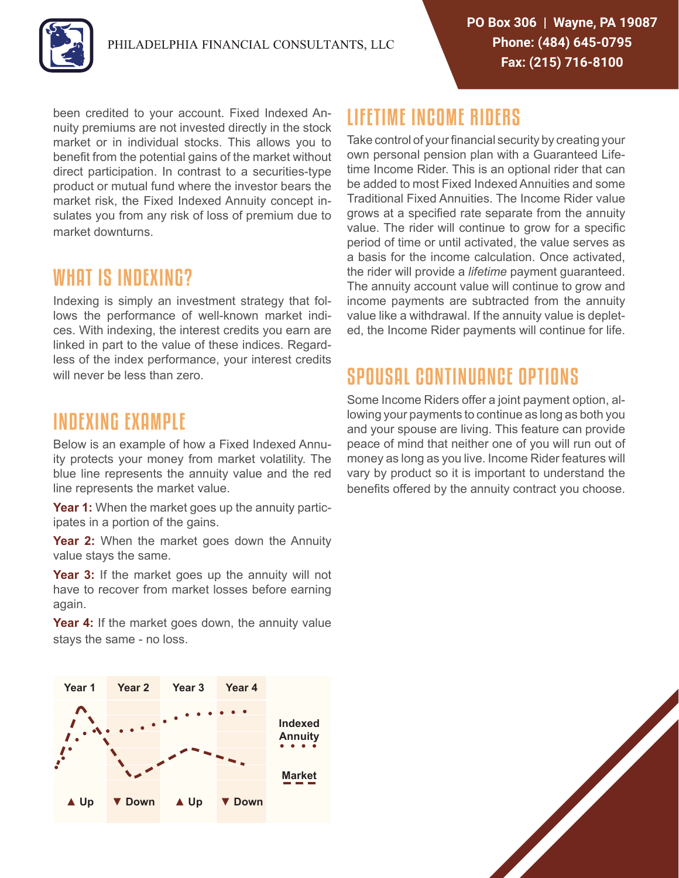been credited to your account. Fixed Indexed Annuity premiums are not invested directly in the stock market or in individual stocks. This allows you to benefit from the potential gains of the market without direct participation. In contrast to a securities-type product or mutual fund where the investor bears the market risk, the Fixed Indexed Annuity concept insulates you from any risk of loss of premium due to market downturns.

## WHAT IS INDEXING?

Indexing is simply an investment strategy that follows the performance of well-known market indices. With indexing, the interest credits you earn are linked in part to the value of these indices. Regardless of the index performance, your interest credits will never be less than zero.

## INDEXING EXAMPLE

Below is an example of how a Fixed Indexed Annuity protects your money from market volatility. The blue line represents the annuity value and the red line represents the market value.

**Year 1:** When the market goes up the annuity participates in a portion of the gains.

**Year 2:** When the market goes down the Annuity value stays the same.

**Year 3:** If the market goes up the annuity will not have to recover from market losses before earning again.

**Year 4:** If the market goes down, the annuity value stays the same - no loss.

| Year 1 | Year 2 | Year 3 | Year 4 | |
|---|---|---|---|---|
| | | | | Indexed Annuity • • • • |
| | | | | Market – – – |
| ▲ Up | ▼ Down | ▲ Up | ▼ Down | |

## LIFETIME INCOME RIDERS

Take control of your financial security by creating your own personal pension plan with a Guaranteed Lifetime Income Rider. This is an optional rider that can be added to most Fixed Indexed Annuities and some Traditional Fixed Annuities. The Income Rider value grows at a specified rate separate from the annuity value. The rider will continue to grow for a specific period of time or until activated, the value serves as a basis for the income calculation. Once activated, the rider will provide a *lifetime* payment guaranteed. The annuity account value will continue to grow and income payments are subtracted from the annuity value like a withdrawal. If the annuity value is depleted, the Income Rider payments will continue for life.

## SPOUSAL CONTINUANCE OPTIONS

Some Income Riders offer a joint payment option, allowing your payments to continue as long as both you and your spouse are living. This feature can provide peace of mind that neither one of you will run out of money as long as you live. Income Rider features will vary by product so it is important to understand the benefits offered by the annuity contract you choose.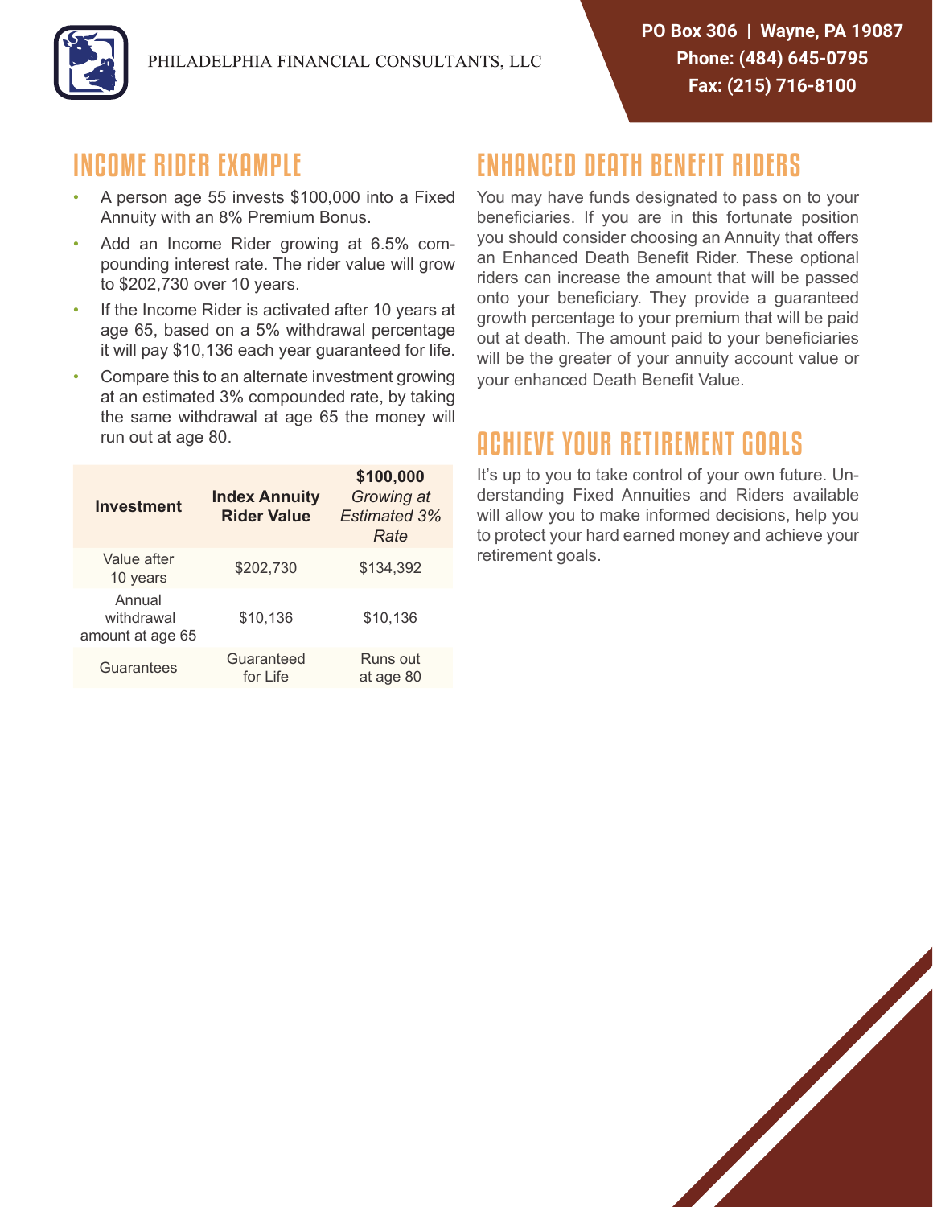## INCOME RIDER EXAMPLE

- A person age 55 invests $100,000 into a Fixed Annuity with an 8% Premium Bonus.
- Add an Income Rider growing at 6.5% compounding interest rate. The rider value will grow to $202,730 over 10 years.
- If the Income Rider is activated after 10 years at age 65, based on a 5% withdrawal percentage it will pay $10,136 each year guaranteed for life.
- Compare this to an alternate investment growing at an estimated 3% compounded rate, by taking the same withdrawal at age 65 the money will run out at age 80.

| Investment | Index Annuity Rider Value | **$100,000** *Growing at Estimated 3% Rate* |
|---|---|---|
| Value after 10 years | $202,730 | $134,392 |
| Annual withdrawal amount at age 65 | $10,136 | $10,136 |
| Guarantees | Guaranteed for Life | Runs out at age 80 |

## ENHANCED DEATH BENEFIT RIDERS

You may have funds designated to pass on to your beneficiaries. If you are in this fortunate position you should consider choosing an Annuity that offers an Enhanced Death Benefit Rider. These optional riders can increase the amount that will be passed onto your beneficiary. They provide a guaranteed growth percentage to your premium that will be paid out at death. The amount paid to your beneficiaries will be the greater of your annuity account value or your enhanced Death Benefit Value.

## ACHIEVE YOUR RETIREMENT GOALS

It's up to you to take control of your own future. Understanding Fixed Annuities and Riders available will allow you to make informed decisions, help you to protect your hard earned money and achieve your retirement goals.